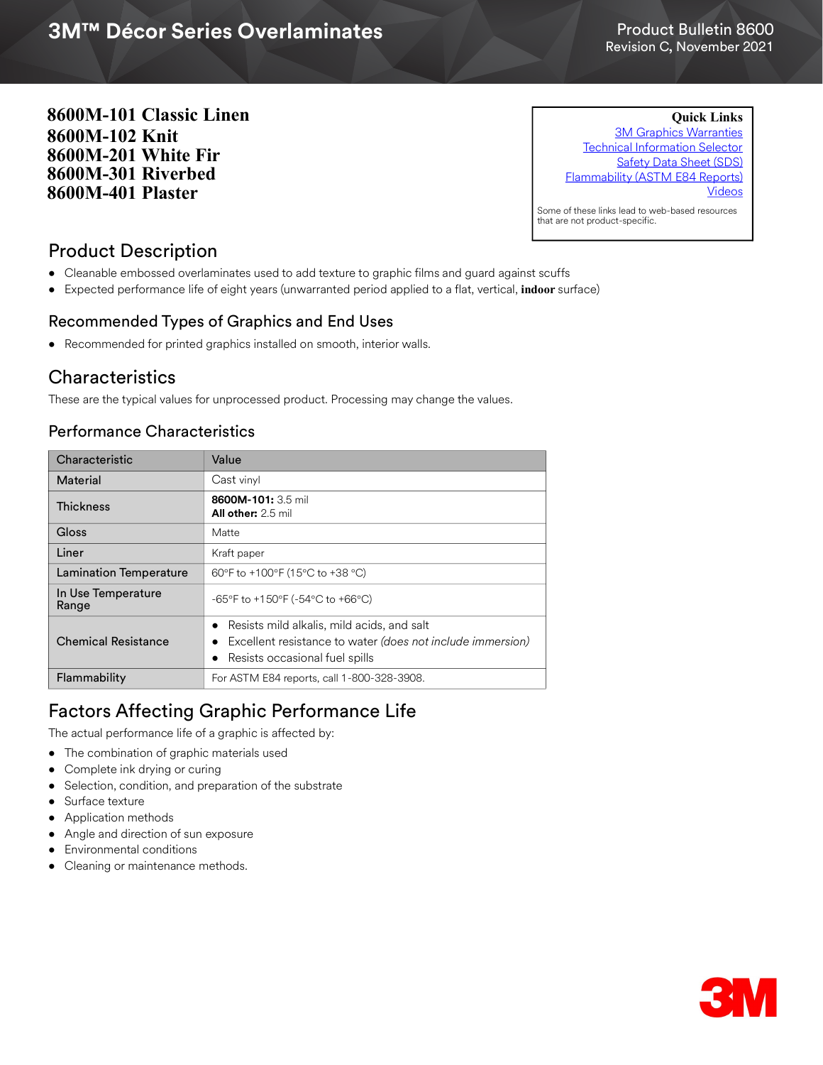# 3M™ Décor Series Overlaminates

Product Bulletin 8600
Revision C, November 2021

**8600M-101 Classic Linen**
**8600M-102 Knit**
**8600M-201 White Fir**
**8600M-301 Riverbed**
**8600M-401 Plaster**

**Quick Links**
3M Graphics Warranties
Technical Information Selector
Safety Data Sheet (SDS)
Flammability (ASTM E84 Reports)
Videos

Some of these links lead to web-based resources that are not product-specific.

## Product Description

- Cleanable embossed overlaminates used to add texture to graphic films and guard against scuffs
- Expected performance life of eight years (unwarranted period applied to a flat, vertical, **indoor** surface)

## Recommended Types of Graphics and End Uses

- Recommended for printed graphics installed on smooth, interior walls.

## Characteristics

These are the typical values for unprocessed product. Processing may change the values.

### Performance Characteristics

| Characteristic | Value |
|---|---|
| Material | Cast vinyl |
| Thickness | **8600M-101:** 3.5 mil<br>**All other:** 2.5 mil |
| Gloss | Matte |
| Liner | Kraft paper |
| Lamination Temperature | 60°F to +100°F (15°C to +38 °C) |
| In Use Temperature Range | -65°F to +150°F (-54°C to +66°C) |
| Chemical Resistance | • Resists mild alkalis, mild acids, and salt<br>• Excellent resistance to water *(does not include immersion)*<br>• Resists occasional fuel spills |
| Flammability | For ASTM E84 reports, call 1-800-328-3908. |

## Factors Affecting Graphic Performance Life

The actual performance life of a graphic is affected by:

- The combination of graphic materials used
- Complete ink drying or curing
- Selection, condition, and preparation of the substrate
- Surface texture
- Application methods
- Angle and direction of sun exposure
- Environmental conditions
- Cleaning or maintenance methods.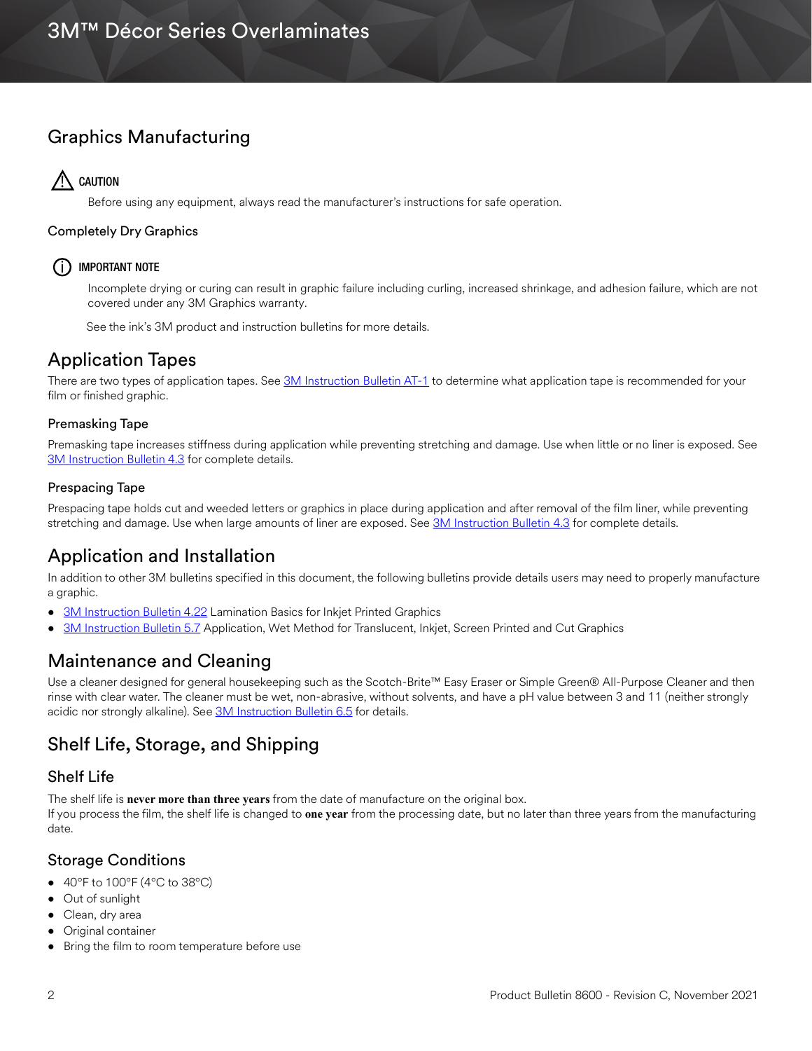## Graphics Manufacturing

⚠ **CAUTION**

Before using any equipment, always read the manufacturer's instructions for safe operation.

### Completely Dry Graphics

ⓘ **IMPORTANT NOTE**

Incomplete drying or curing can result in graphic failure including curling, increased shrinkage, and adhesion failure, which are not covered under any 3M Graphics warranty.

See the ink's 3M product and instruction bulletins for more details.

## Application Tapes

There are two types of application tapes. See 3M Instruction Bulletin AT-1 to determine what application tape is recommended for your film or finished graphic.

### Premasking Tape

Premasking tape increases stiffness during application while preventing stretching and damage. Use when little or no liner is exposed. See 3M Instruction Bulletin 4.3 for complete details.

### Prespacing Tape

Prespacing tape holds cut and weeded letters or graphics in place during application and after removal of the film liner, while preventing stretching and damage. Use when large amounts of liner are exposed. See 3M Instruction Bulletin 4.3 for complete details.

## Application and Installation

In addition to other 3M bulletins specified in this document, the following bulletins provide details users may need to properly manufacture a graphic.

- 3M Instruction Bulletin 4.22 Lamination Basics for Inkjet Printed Graphics
- 3M Instruction Bulletin 5.7 Application, Wet Method for Translucent, Inkjet, Screen Printed and Cut Graphics

## Maintenance and Cleaning

Use a cleaner designed for general housekeeping such as the Scotch-Brite™ Easy Eraser or Simple Green® All-Purpose Cleaner and then rinse with clear water. The cleaner must be wet, non-abrasive, without solvents, and have a pH value between 3 and 11 (neither strongly acidic nor strongly alkaline). See 3M Instruction Bulletin 6.5 for details.

## Shelf Life, Storage, and Shipping

### Shelf Life

The shelf life is **never more than three years** from the date of manufacture on the original box.
If you process the film, the shelf life is changed to **one year** from the processing date, but no later than three years from the manufacturing date.

### Storage Conditions

- 40°F to 100°F (4°C to 38°C)
- Out of sunlight
- Clean, dry area
- Original container
- Bring the film to room temperature before use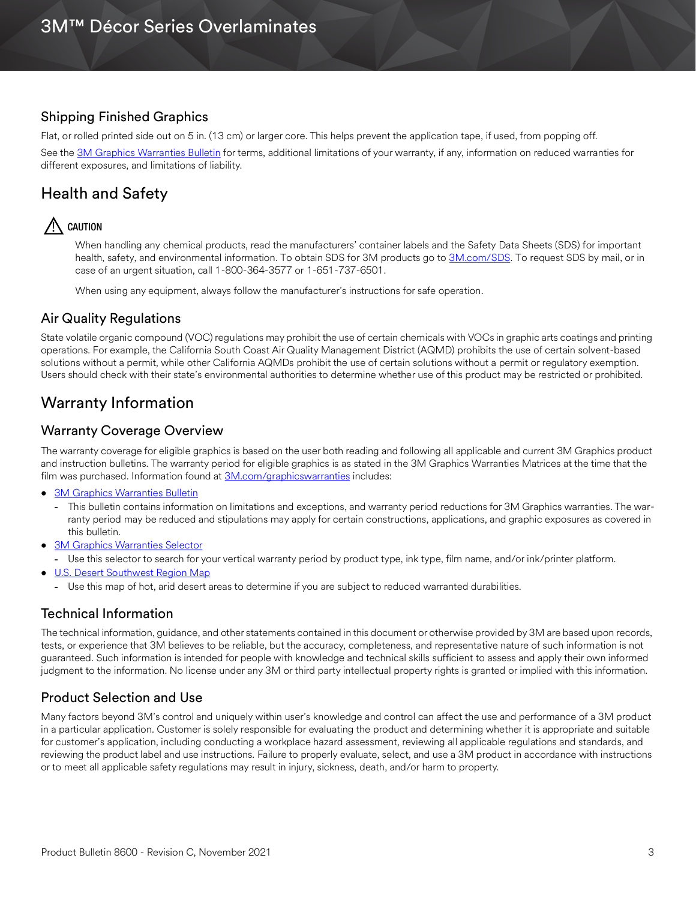## Shipping Finished Graphics

Flat, or rolled printed side out on 5 in. (13 cm) or larger core. This helps prevent the application tape, if used, from popping off.

See the [3M Graphics Warranties Bulletin] for terms, additional limitations of your warranty, if any, information on reduced warranties for different exposures, and limitations of liability.

# Health and Safety

⚠ **CAUTION**

When handling any chemical products, read the manufacturers' container labels and the Safety Data Sheets (SDS) for important health, safety, and environmental information. To obtain SDS for 3M products go to 3M.com/SDS. To request SDS by mail, or in case of an urgent situation, call 1-800-364-3577 or 1-651-737-6501.

When using any equipment, always follow the manufacturer's instructions for safe operation.

## Air Quality Regulations

State volatile organic compound (VOC) regulations may prohibit the use of certain chemicals with VOCs in graphic arts coatings and printing operations. For example, the California South Coast Air Quality Management District (AQMD) prohibits the use of certain solvent-based solutions without a permit, while other California AQMDs prohibit the use of certain solutions without a permit or regulatory exemption. Users should check with their state's environmental authorities to determine whether use of this product may be restricted or prohibited.

# Warranty Information

## Warranty Coverage Overview

The warranty coverage for eligible graphics is based on the user both reading and following all applicable and current 3M Graphics product and instruction bulletins. The warranty period for eligible graphics is as stated in the 3M Graphics Warranties Matrices at the time that the film was purchased. Information found at 3M.com/graphicswarranties includes:

- 3M Graphics Warranties Bulletin
  - This bulletin contains information on limitations and exceptions, and warranty period reductions for 3M Graphics warranties. The warranty period may be reduced and stipulations may apply for certain constructions, applications, and graphic exposures as covered in this bulletin.
- 3M Graphics Warranties Selector
  - Use this selector to search for your vertical warranty period by product type, ink type, film name, and/or ink/printer platform.
- U.S. Desert Southwest Region Map
  - Use this map of hot, arid desert areas to determine if you are subject to reduced warranted durabilities.

## Technical Information

The technical information, guidance, and other statements contained in this document or otherwise provided by 3M are based upon records, tests, or experience that 3M believes to be reliable, but the accuracy, completeness, and representative nature of such information is not guaranteed. Such information is intended for people with knowledge and technical skills sufficient to assess and apply their own informed judgment to the information. No license under any 3M or third party intellectual property rights is granted or implied with this information.

## Product Selection and Use

Many factors beyond 3M's control and uniquely within user's knowledge and control can affect the use and performance of a 3M product in a particular application. Customer is solely responsible for evaluating the product and determining whether it is appropriate and suitable for customer's application, including conducting a workplace hazard assessment, reviewing all applicable regulations and standards, and reviewing the product label and use instructions. Failure to properly evaluate, select, and use a 3M product in accordance with instructions or to meet all applicable safety regulations may result in injury, sickness, death, and/or harm to property.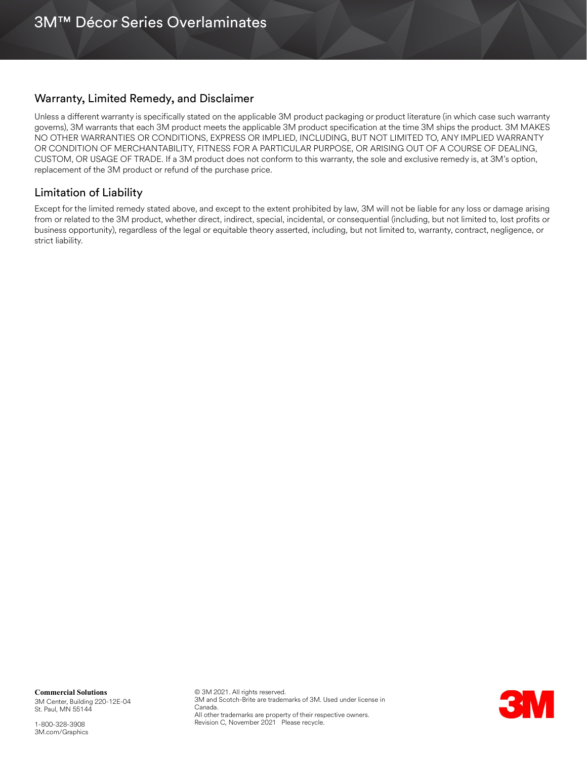## Warranty, Limited Remedy, and Disclaimer

Unless a different warranty is specifically stated on the applicable 3M product packaging or product literature (in which case such warranty governs), 3M warrants that each 3M product meets the applicable 3M product specification at the time 3M ships the product. 3M MAKES NO OTHER WARRANTIES OR CONDITIONS, EXPRESS OR IMPLIED, INCLUDING, BUT NOT LIMITED TO, ANY IMPLIED WARRANTY OR CONDITION OF MERCHANTABILITY, FITNESS FOR A PARTICULAR PURPOSE, OR ARISING OUT OF A COURSE OF DEALING, CUSTOM, OR USAGE OF TRADE. If a 3M product does not conform to this warranty, the sole and exclusive remedy is, at 3M's option, replacement of the 3M product or refund of the purchase price.

## Limitation of Liability

Except for the limited remedy stated above, and except to the extent prohibited by law, 3M will not be liable for any loss or damage arising from or related to the 3M product, whether direct, indirect, special, incidental, or consequential (including, but not limited to, lost profits or business opportunity), regardless of the legal or equitable theory asserted, including, but not limited to, warranty, contract, negligence, or strict liability.

**Commercial Solutions**
3M Center, Building 220-12E-04
St. Paul, MN 55144

1-800-328-3908
3M.com/Graphics

© 3M 2021. All rights reserved.
3M and Scotch-Brite are trademarks of 3M. Used under license in Canada.
All other trademarks are property of their respective owners.
Revision C, November 2021 Please recycle.